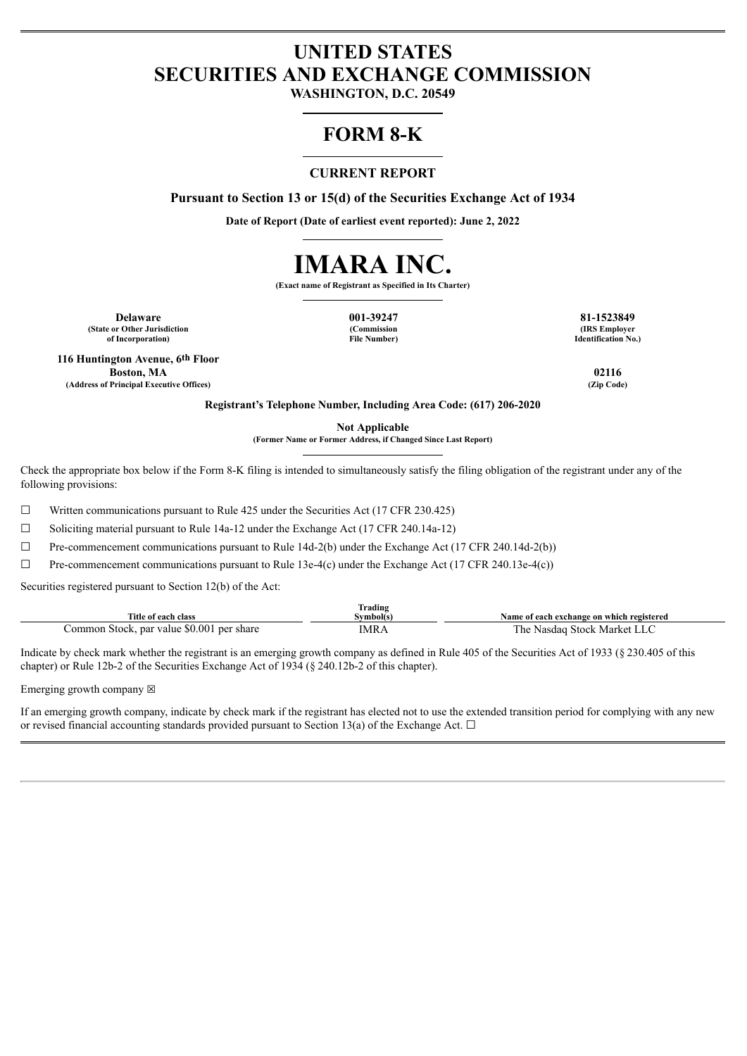# UNITED STATES
# SECURITIES AND EXCHANGE COMMISSION

**WASHINGTON, D.C. 20549**

# FORM 8-K

## CURRENT REPORT

**Pursuant to Section 13 or 15(d) of the Securities Exchange Act of 1934**

**Date of Report (Date of earliest event reported): June 2, 2022**

# IMARA INC.

**(Exact name of Registrant as Specified in Its Charter)**

| **Delaware** | **001-39247** | **81-1523849** |
|---|---|---|
| **(State or Other Jurisdiction of Incorporation)** | **(Commission File Number)** | **(IRS Employer Identification No.)** |

| **116 Huntington Avenue, 6th Floor Boston, MA** | **02116** |
|---|---|
| **(Address of Principal Executive Offices)** | **(Zip Code)** |

**Registrant's Telephone Number, Including Area Code: (617) 206-2020**

**Not Applicable**
**(Former Name or Former Address, if Changed Since Last Report)**

Check the appropriate box below if the Form 8-K filing is intended to simultaneously satisfy the filing obligation of the registrant under any of the following provisions:

☐ Written communications pursuant to Rule 425 under the Securities Act (17 CFR 230.425)

☐ Soliciting material pursuant to Rule 14a-12 under the Exchange Act (17 CFR 240.14a-12)

☐ Pre-commencement communications pursuant to Rule 14d-2(b) under the Exchange Act (17 CFR 240.14d-2(b))

☐ Pre-commencement communications pursuant to Rule 13e-4(c) under the Exchange Act (17 CFR 240.13e-4(c))

Securities registered pursuant to Section 12(b) of the Act:

| Title of each class | Trading Symbol(s) | Name of each exchange on which registered |
|---|---|---|
| Common Stock, par value $0.001 per share | IMRA | The Nasdaq Stock Market LLC |

Indicate by check mark whether the registrant is an emerging growth company as defined in Rule 405 of the Securities Act of 1933 (§ 230.405 of this chapter) or Rule 12b-2 of the Securities Exchange Act of 1934 (§ 240.12b-2 of this chapter).

Emerging growth company ☒

If an emerging growth company, indicate by check mark if the registrant has elected not to use the extended transition period for complying with any new or revised financial accounting standards provided pursuant to Section 13(a) of the Exchange Act. ☐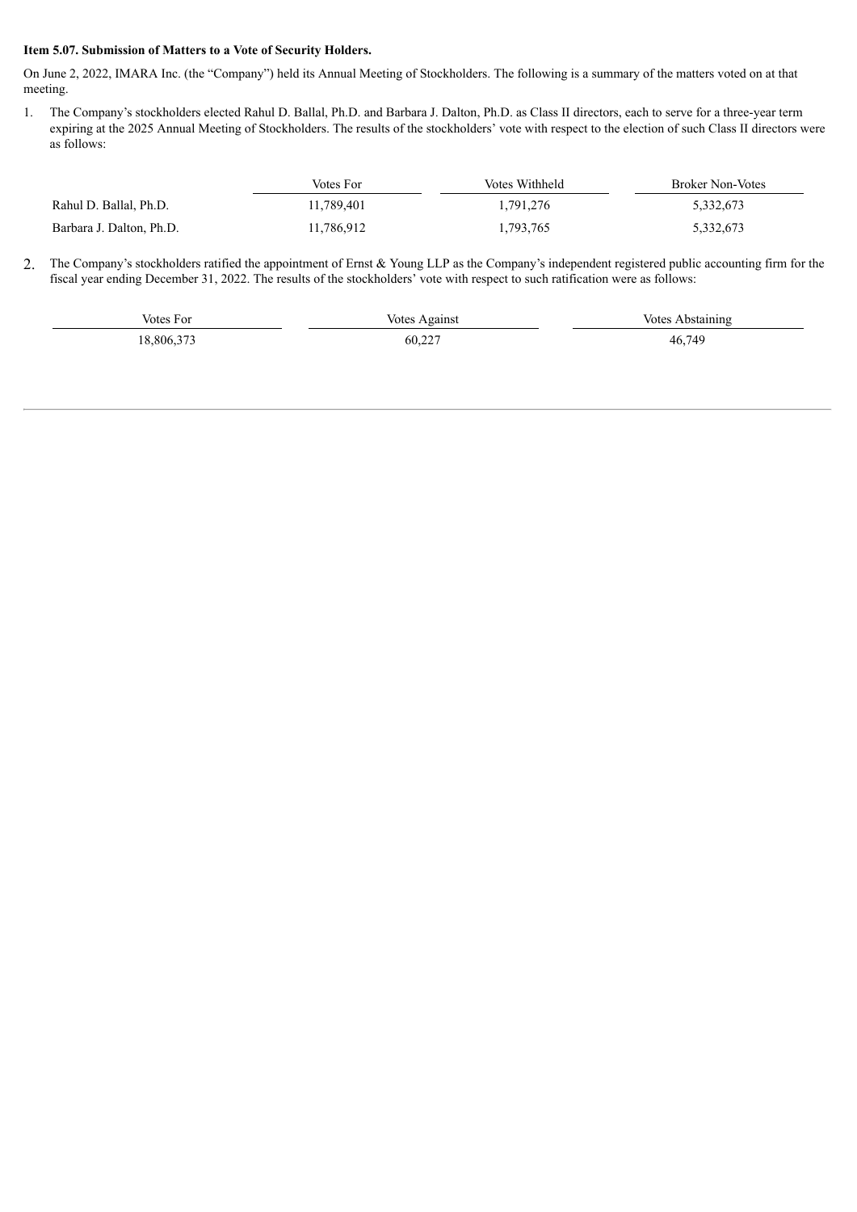**Item 5.07. Submission of Matters to a Vote of Security Holders.**

On June 2, 2022, IMARA Inc. (the "Company") held its Annual Meeting of Stockholders. The following is a summary of the matters voted on at that meeting.

1. The Company's stockholders elected Rahul D. Ballal, Ph.D. and Barbara J. Dalton, Ph.D. as Class II directors, each to serve for a three-year term expiring at the 2025 Annual Meeting of Stockholders. The results of the stockholders' vote with respect to the election of such Class II directors were as follows:

| | Votes For | Votes Withheld | Broker Non-Votes |
|---|---|---|---|
| Rahul D. Ballal, Ph.D. | 11,789,401 | 1,791,276 | 5,332,673 |
| Barbara J. Dalton, Ph.D. | 11,786,912 | 1,793,765 | 5,332,673 |

2. The Company's stockholders ratified the appointment of Ernst & Young LLP as the Company's independent registered public accounting firm for the fiscal year ending December 31, 2022. The results of the stockholders' vote with respect to such ratification were as follows:

| Votes For | Votes Against | Votes Abstaining |
|---|---|---|
| 18,806,373 | 60,227 | 46,749 |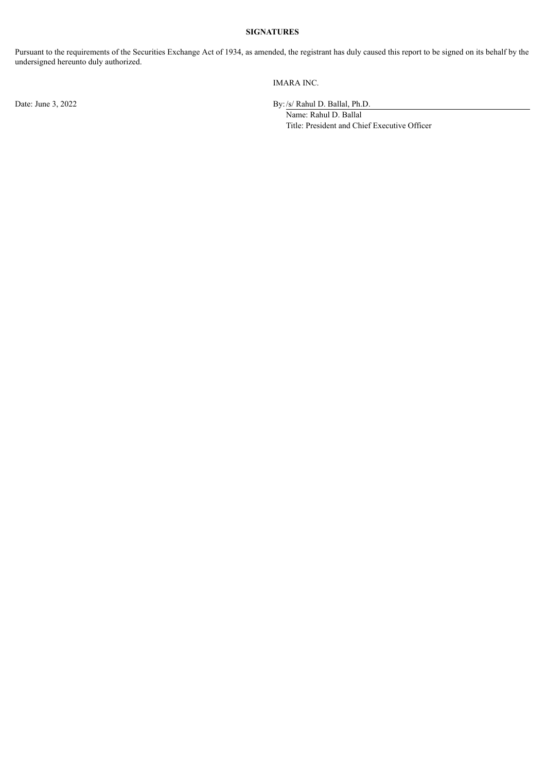**SIGNATURES**

Pursuant to the requirements of the Securities Exchange Act of 1934, as amended, the registrant has duly caused this report to be signed on its behalf by the undersigned hereunto duly authorized.

IMARA INC.

Date: June 3, 2022

By: /s/ Rahul D. Ballal, Ph.D.
Name: Rahul D. Ballal
Title: President and Chief Executive Officer